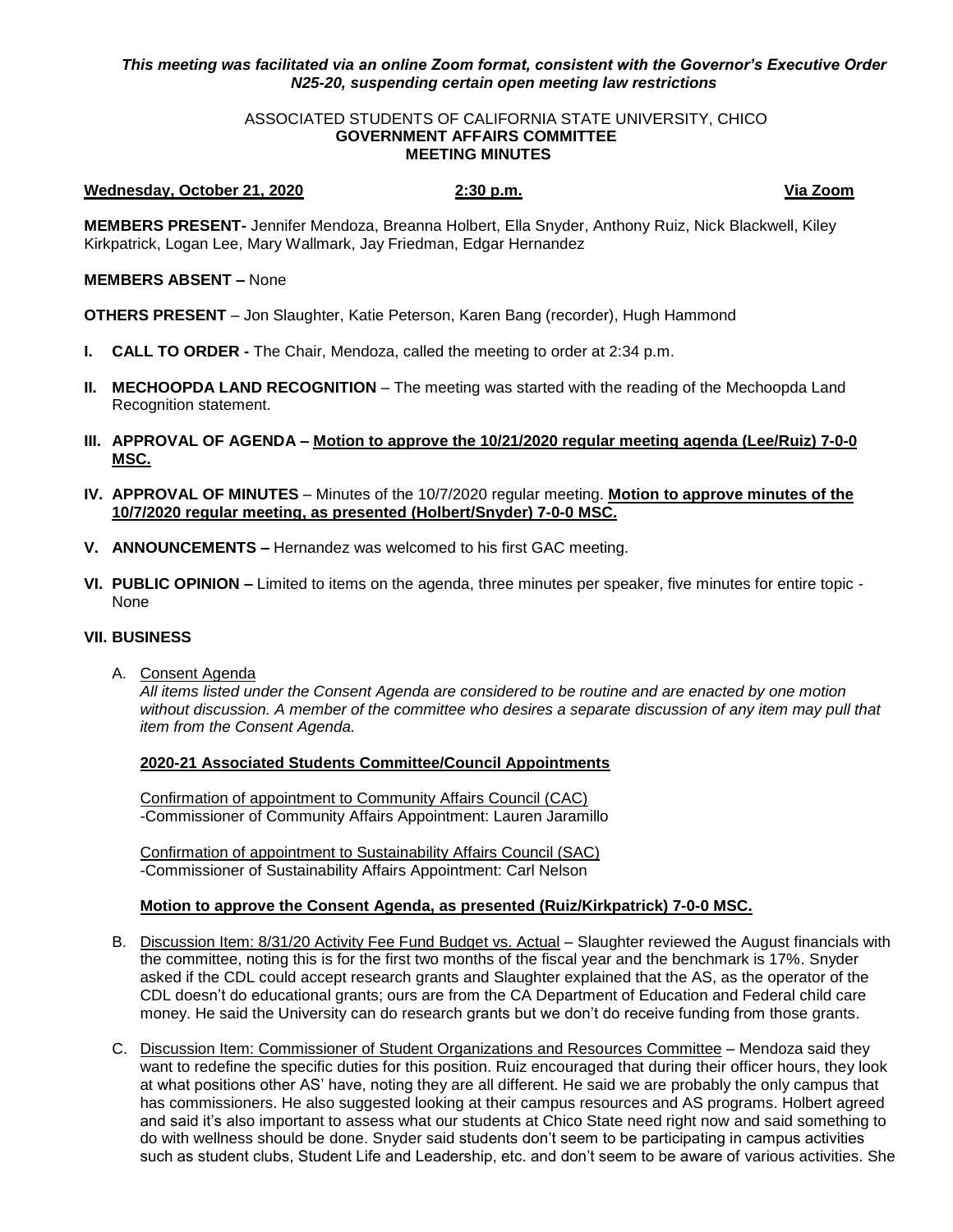***This meeting was facilitated via an online Zoom format, consistent with the Governor's Executive Order N25-20, suspending certain open meeting law restrictions***

ASSOCIATED STUDENTS OF CALIFORNIA STATE UNIVERSITY, CHICO
**GOVERNMENT AFFAIRS COMMITTEE**
**MEETING MINUTES**

**Wednesday, October 21, 2020** **2:30 p.m.** **Via Zoom**

**MEMBERS PRESENT-** Jennifer Mendoza, Breanna Holbert, Ella Snyder, Anthony Ruiz, Nick Blackwell, Kiley Kirkpatrick, Logan Lee, Mary Wallmark, Jay Friedman, Edgar Hernandez

**MEMBERS ABSENT –** None

**OTHERS PRESENT** – Jon Slaughter, Katie Peterson, Karen Bang (recorder), Hugh Hammond

**I. CALL TO ORDER -** The Chair, Mendoza, called the meeting to order at 2:34 p.m.

**II. MECHOOPDA LAND RECOGNITION** – The meeting was started with the reading of the Mechoopda Land Recognition statement.

**III. APPROVAL OF AGENDA – Motion to approve the 10/21/2020 regular meeting agenda (Lee/Ruiz) 7-0-0 MSC.**

**IV. APPROVAL OF MINUTES** – Minutes of the 10/7/2020 regular meeting. **Motion to approve minutes of the 10/7/2020 regular meeting, as presented (Holbert/Snyder) 7-0-0 MSC.**

**V. ANNOUNCEMENTS –** Hernandez was welcomed to his first GAC meeting.

**VI. PUBLIC OPINION –** Limited to items on the agenda, three minutes per speaker, five minutes for entire topic - None

**VII. BUSINESS**

A. Consent Agenda

*All items listed under the Consent Agenda are considered to be routine and are enacted by one motion without discussion. A member of the committee who desires a separate discussion of any item may pull that item from the Consent Agenda.*

**2020-21 Associated Students Committee/Council Appointments**

Confirmation of appointment to Community Affairs Council (CAC)
-Commissioner of Community Affairs Appointment: Lauren Jaramillo

Confirmation of appointment to Sustainability Affairs Council (SAC)
-Commissioner of Sustainability Affairs Appointment: Carl Nelson

**Motion to approve the Consent Agenda, as presented (Ruiz/Kirkpatrick) 7-0-0 MSC.**

B. Discussion Item: 8/31/20 Activity Fee Fund Budget vs. Actual – Slaughter reviewed the August financials with the committee, noting this is for the first two months of the fiscal year and the benchmark is 17%. Snyder asked if the CDL could accept research grants and Slaughter explained that the AS, as the operator of the CDL doesn't do educational grants; ours are from the CA Department of Education and Federal child care money. He said the University can do research grants but we don't do receive funding from those grants.

C. Discussion Item: Commissioner of Student Organizations and Resources Committee – Mendoza said they want to redefine the specific duties for this position. Ruiz encouraged that during their officer hours, they look at what positions other AS' have, noting they are all different. He said we are probably the only campus that has commissioners. He also suggested looking at their campus resources and AS programs. Holbert agreed and said it's also important to assess what our students at Chico State need right now and said something to do with wellness should be done. Snyder said students don't seem to be participating in campus activities such as student clubs, Student Life and Leadership, etc. and don't seem to be aware of various activities. She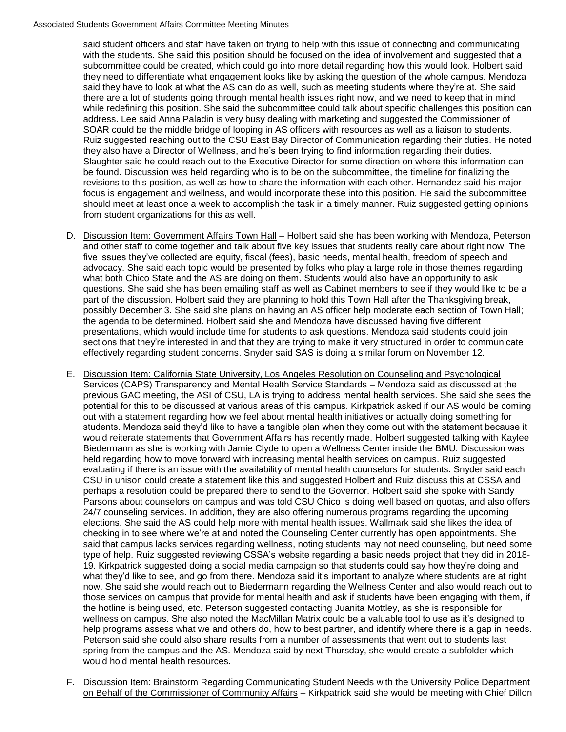said student officers and staff have taken on trying to help with this issue of connecting and communicating with the students. She said this position should be focused on the idea of involvement and suggested that a subcommittee could be created, which could go into more detail regarding how this would look. Holbert said they need to differentiate what engagement looks like by asking the question of the whole campus. Mendoza said they have to look at what the AS can do as well, such as meeting students where they're at. She said there are a lot of students going through mental health issues right now, and we need to keep that in mind while redefining this position. She said the subcommittee could talk about specific challenges this position can address. Lee said Anna Paladin is very busy dealing with marketing and suggested the Commissioner of SOAR could be the middle bridge of looping in AS officers with resources as well as a liaison to students. Ruiz suggested reaching out to the CSU East Bay Director of Communication regarding their duties. He noted they also have a Director of Wellness, and he's been trying to find information regarding their duties. Slaughter said he could reach out to the Executive Director for some direction on where this information can be found. Discussion was held regarding who is to be on the subcommittee, the timeline for finalizing the revisions to this position, as well as how to share the information with each other. Hernandez said his major focus is engagement and wellness, and would incorporate these into this position. He said the subcommittee should meet at least once a week to accomplish the task in a timely manner. Ruiz suggested getting opinions from student organizations for this as well.

D. <u>Discussion Item: Government Affairs Town Hall</u> – Holbert said she has been working with Mendoza, Peterson and other staff to come together and talk about five key issues that students really care about right now. The five issues they've collected are equity, fiscal (fees), basic needs, mental health, freedom of speech and advocacy. She said each topic would be presented by folks who play a large role in those themes regarding what both Chico State and the AS are doing on them. Students would also have an opportunity to ask questions. She said she has been emailing staff as well as Cabinet members to see if they would like to be a part of the discussion. Holbert said they are planning to hold this Town Hall after the Thanksgiving break, possibly December 3. She said she plans on having an AS officer help moderate each section of Town Hall; the agenda to be determined. Holbert said she and Mendoza have discussed having five different presentations, which would include time for students to ask questions. Mendoza said students could join sections that they're interested in and that they are trying to make it very structured in order to communicate effectively regarding student concerns. Snyder said SAS is doing a similar forum on November 12.

E. <u>Discussion Item: California State University, Los Angeles Resolution on Counseling and Psychological Services (CAPS) Transparency and Mental Health Service Standards</u> – Mendoza said as discussed at the previous GAC meeting, the ASI of CSU, LA is trying to address mental health services. She said she sees the potential for this to be discussed at various areas of this campus. Kirkpatrick asked if our AS would be coming out with a statement regarding how we feel about mental health initiatives or actually doing something for students. Mendoza said they'd like to have a tangible plan when they come out with the statement because it would reiterate statements that Government Affairs has recently made. Holbert suggested talking with Kaylee Biedermann as she is working with Jamie Clyde to open a Wellness Center inside the BMU. Discussion was held regarding how to move forward with increasing mental health services on campus. Ruiz suggested evaluating if there is an issue with the availability of mental health counselors for students. Snyder said each CSU in unison could create a statement like this and suggested Holbert and Ruiz discuss this at CSSA and perhaps a resolution could be prepared there to send to the Governor. Holbert said she spoke with Sandy Parsons about counselors on campus and was told CSU Chico is doing well based on quotas, and also offers 24/7 counseling services. In addition, they are also offering numerous programs regarding the upcoming elections. She said the AS could help more with mental health issues. Wallmark said she likes the idea of checking in to see where we're at and noted the Counseling Center currently has open appointments. She said that campus lacks services regarding wellness, noting students may not need counseling, but need some type of help. Ruiz suggested reviewing CSSA's website regarding a basic needs project that they did in 2018-19. Kirkpatrick suggested doing a social media campaign so that students could say how they're doing and what they'd like to see, and go from there. Mendoza said it's important to analyze where students are at right now. She said she would reach out to Biedermann regarding the Wellness Center and also would reach out to those services on campus that provide for mental health and ask if students have been engaging with them, if the hotline is being used, etc. Peterson suggested contacting Juanita Mottley, as she is responsible for wellness on campus. She also noted the MacMillan Matrix could be a valuable tool to use as it's designed to help programs assess what we and others do, how to best partner, and identify where there is a gap in needs. Peterson said she could also share results from a number of assessments that went out to students last spring from the campus and the AS. Mendoza said by next Thursday, she would create a subfolder which would hold mental health resources.

F. <u>Discussion Item: Brainstorm Regarding Communicating Student Needs with the University Police Department on Behalf of the Commissioner of Community Affairs</u> – Kirkpatrick said she would be meeting with Chief Dillon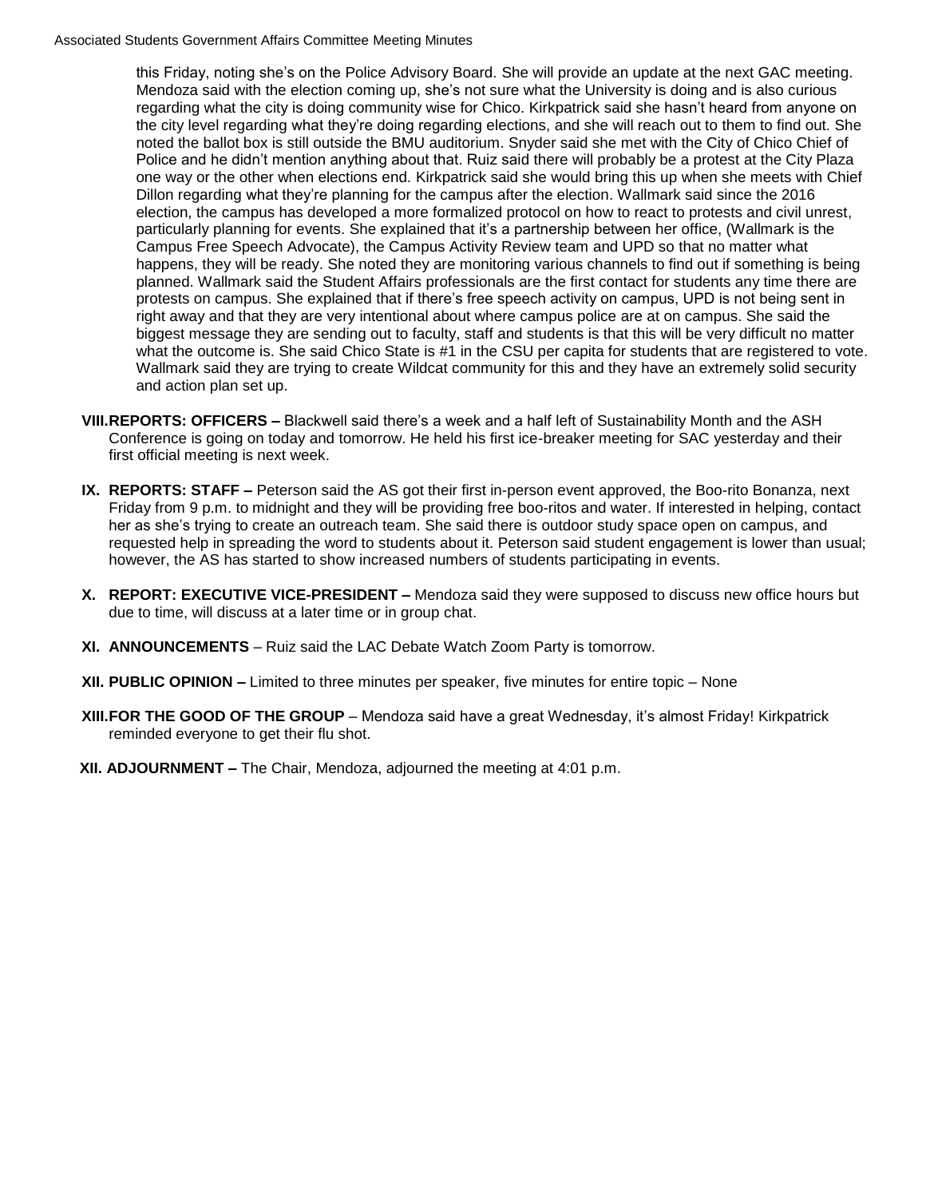this Friday, noting she's on the Police Advisory Board. She will provide an update at the next GAC meeting. Mendoza said with the election coming up, she's not sure what the University is doing and is also curious regarding what the city is doing community wise for Chico. Kirkpatrick said she hasn't heard from anyone on the city level regarding what they're doing regarding elections, and she will reach out to them to find out. She noted the ballot box is still outside the BMU auditorium. Snyder said she met with the City of Chico Chief of Police and he didn't mention anything about that. Ruiz said there will probably be a protest at the City Plaza one way or the other when elections end. Kirkpatrick said she would bring this up when she meets with Chief Dillon regarding what they're planning for the campus after the election. Wallmark said since the 2016 election, the campus has developed a more formalized protocol on how to react to protests and civil unrest, particularly planning for events. She explained that it's a partnership between her office, (Wallmark is the Campus Free Speech Advocate), the Campus Activity Review team and UPD so that no matter what happens, they will be ready. She noted they are monitoring various channels to find out if something is being planned. Wallmark said the Student Affairs professionals are the first contact for students any time there are protests on campus. She explained that if there's free speech activity on campus, UPD is not being sent in right away and that they are very intentional about where campus police are at on campus. She said the biggest message they are sending out to faculty, staff and students is that this will be very difficult no matter what the outcome is. She said Chico State is #1 in the CSU per capita for students that are registered to vote. Wallmark said they are trying to create Wildcat community for this and they have an extremely solid security and action plan set up.

**VIII. REPORTS: OFFICERS –** Blackwell said there's a week and a half left of Sustainability Month and the ASH Conference is going on today and tomorrow. He held his first ice-breaker meeting for SAC yesterday and their first official meeting is next week.

**IX. REPORTS: STAFF –** Peterson said the AS got their first in-person event approved, the Boo-rito Bonanza, next Friday from 9 p.m. to midnight and they will be providing free boo-ritos and water. If interested in helping, contact her as she's trying to create an outreach team. She said there is outdoor study space open on campus, and requested help in spreading the word to students about it. Peterson said student engagement is lower than usual; however, the AS has started to show increased numbers of students participating in events.

**X. REPORT: EXECUTIVE VICE-PRESIDENT –** Mendoza said they were supposed to discuss new office hours but due to time, will discuss at a later time or in group chat.

**XI. ANNOUNCEMENTS** – Ruiz said the LAC Debate Watch Zoom Party is tomorrow.

**XII. PUBLIC OPINION –** Limited to three minutes per speaker, five minutes for entire topic – None

**XIII. FOR THE GOOD OF THE GROUP** – Mendoza said have a great Wednesday, it's almost Friday! Kirkpatrick reminded everyone to get their flu shot.

**XII. ADJOURNMENT –** The Chair, Mendoza, adjourned the meeting at 4:01 p.m.